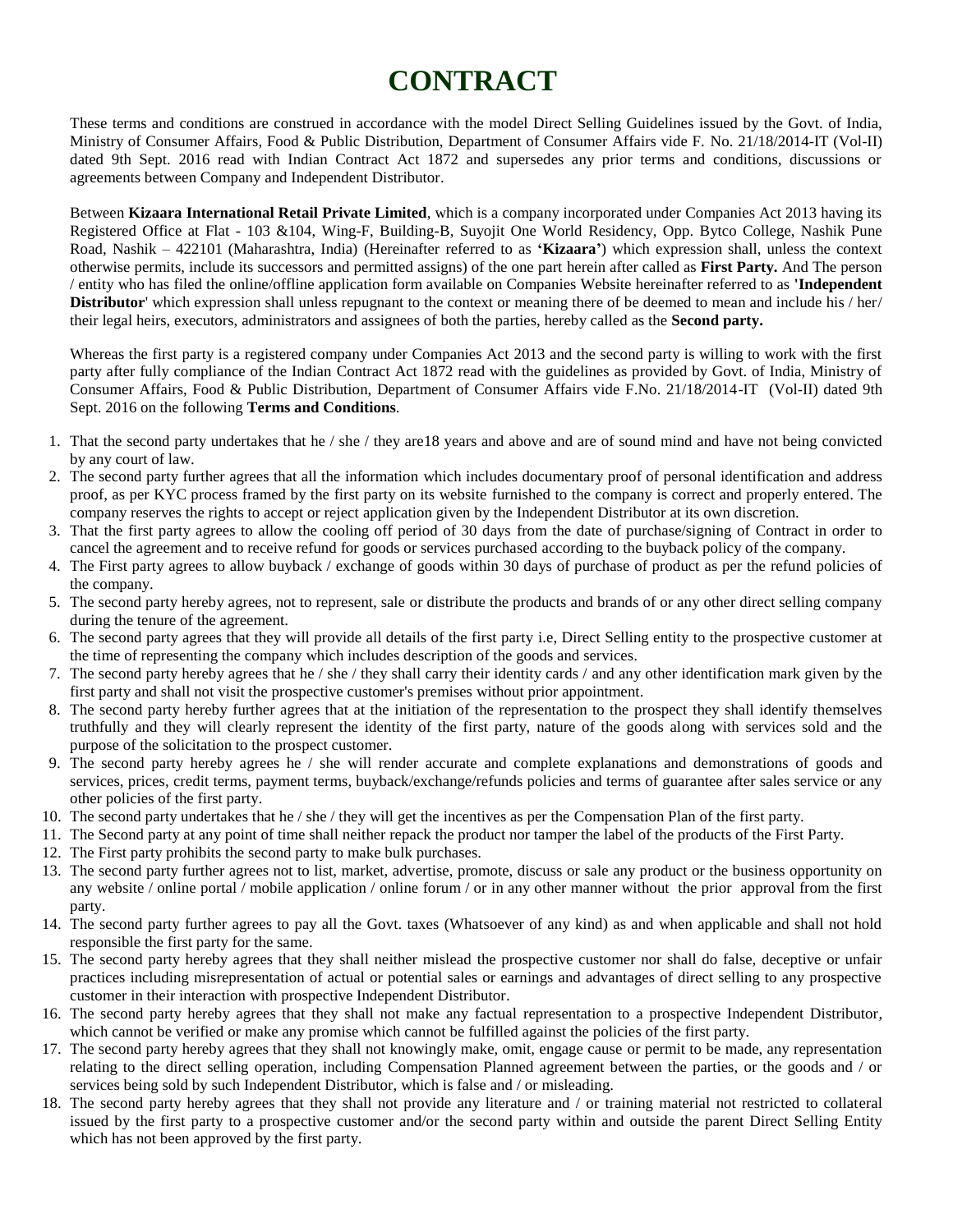# CONTRACT

These terms and conditions are construed in accordance with the model Direct Selling Guidelines issued by the Govt. of India, Ministry of Consumer Affairs, Food & Public Distribution, Department of Consumer Affairs vide F. No. 21/18/2014-IT (Vol-II) dated 9th Sept. 2016 read with Indian Contract Act 1872 and supersedes any prior terms and conditions, discussions or agreements between Company and Independent Distributor.

Between **Kizaara International Retail Private Limited**, which is a company incorporated under Companies Act 2013 having its Registered Office at Flat - 103 &104, Wing-F, Building-B, Suyojit One World Residency, Opp. Bytco College, Nashik Pune Road, Nashik – 422101 (Maharashtra, India) (Hereinafter referred to as **'Kizaara'**) which expression shall, unless the context otherwise permits, include its successors and permitted assigns) of the one part herein after called as **First Party.** And The person / entity who has filed the online/offline application form available on Companies Website hereinafter referred to as **'Independent Distributor**' which expression shall unless repugnant to the context or meaning there of be deemed to mean and include his / her/ their legal heirs, executors, administrators and assignees of both the parties, hereby called as the **Second party.**

Whereas the first party is a registered company under Companies Act 2013 and the second party is willing to work with the first party after fully compliance of the Indian Contract Act 1872 read with the guidelines as provided by Govt. of India, Ministry of Consumer Affairs, Food & Public Distribution, Department of Consumer Affairs vide F.No. 21/18/2014-IT (Vol-II) dated 9th Sept. 2016 on the following **Terms and Conditions**.

1. That the second party undertakes that he / she / they are18 years and above and are of sound mind and have not being convicted by any court of law.
2. The second party further agrees that all the information which includes documentary proof of personal identification and address proof, as per KYC process framed by the first party on its website furnished to the company is correct and properly entered. The company reserves the rights to accept or reject application given by the Independent Distributor at its own discretion.
3. That the first party agrees to allow the cooling off period of 30 days from the date of purchase/signing of Contract in order to cancel the agreement and to receive refund for goods or services purchased according to the buyback policy of the company.
4. The First party agrees to allow buyback / exchange of goods within 30 days of purchase of product as per the refund policies of the company.
5. The second party hereby agrees, not to represent, sale or distribute the products and brands of or any other direct selling company during the tenure of the agreement.
6. The second party agrees that they will provide all details of the first party i.e, Direct Selling entity to the prospective customer at the time of representing the company which includes description of the goods and services.
7. The second party hereby agrees that he / she / they shall carry their identity cards / and any other identification mark given by the first party and shall not visit the prospective customer's premises without prior appointment.
8. The second party hereby further agrees that at the initiation of the representation to the prospect they shall identify themselves truthfully and they will clearly represent the identity of the first party, nature of the goods along with services sold and the purpose of the solicitation to the prospect customer.
9. The second party hereby agrees he / she will render accurate and complete explanations and demonstrations of goods and services, prices, credit terms, payment terms, buyback/exchange/refunds policies and terms of guarantee after sales service or any other policies of the first party.
10. The second party undertakes that he / she / they will get the incentives as per the Compensation Plan of the first party.
11. The Second party at any point of time shall neither repack the product nor tamper the label of the products of the First Party.
12. The First party prohibits the second party to make bulk purchases.
13. The second party further agrees not to list, market, advertise, promote, discuss or sale any product or the business opportunity on any website / online portal / mobile application / online forum / or in any other manner without the prior approval from the first party.
14. The second party further agrees to pay all the Govt. taxes (Whatsoever of any kind) as and when applicable and shall not hold responsible the first party for the same.
15. The second party hereby agrees that they shall neither mislead the prospective customer nor shall do false, deceptive or unfair practices including misrepresentation of actual or potential sales or earnings and advantages of direct selling to any prospective customer in their interaction with prospective Independent Distributor.
16. The second party hereby agrees that they shall not make any factual representation to a prospective Independent Distributor, which cannot be verified or make any promise which cannot be fulfilled against the policies of the first party.
17. The second party hereby agrees that they shall not knowingly make, omit, engage cause or permit to be made, any representation relating to the direct selling operation, including Compensation Planned agreement between the parties, or the goods and / or services being sold by such Independent Distributor, which is false and / or misleading.
18. The second party hereby agrees that they shall not provide any literature and / or training material not restricted to collateral issued by the first party to a prospective customer and/or the second party within and outside the parent Direct Selling Entity which has not been approved by the first party.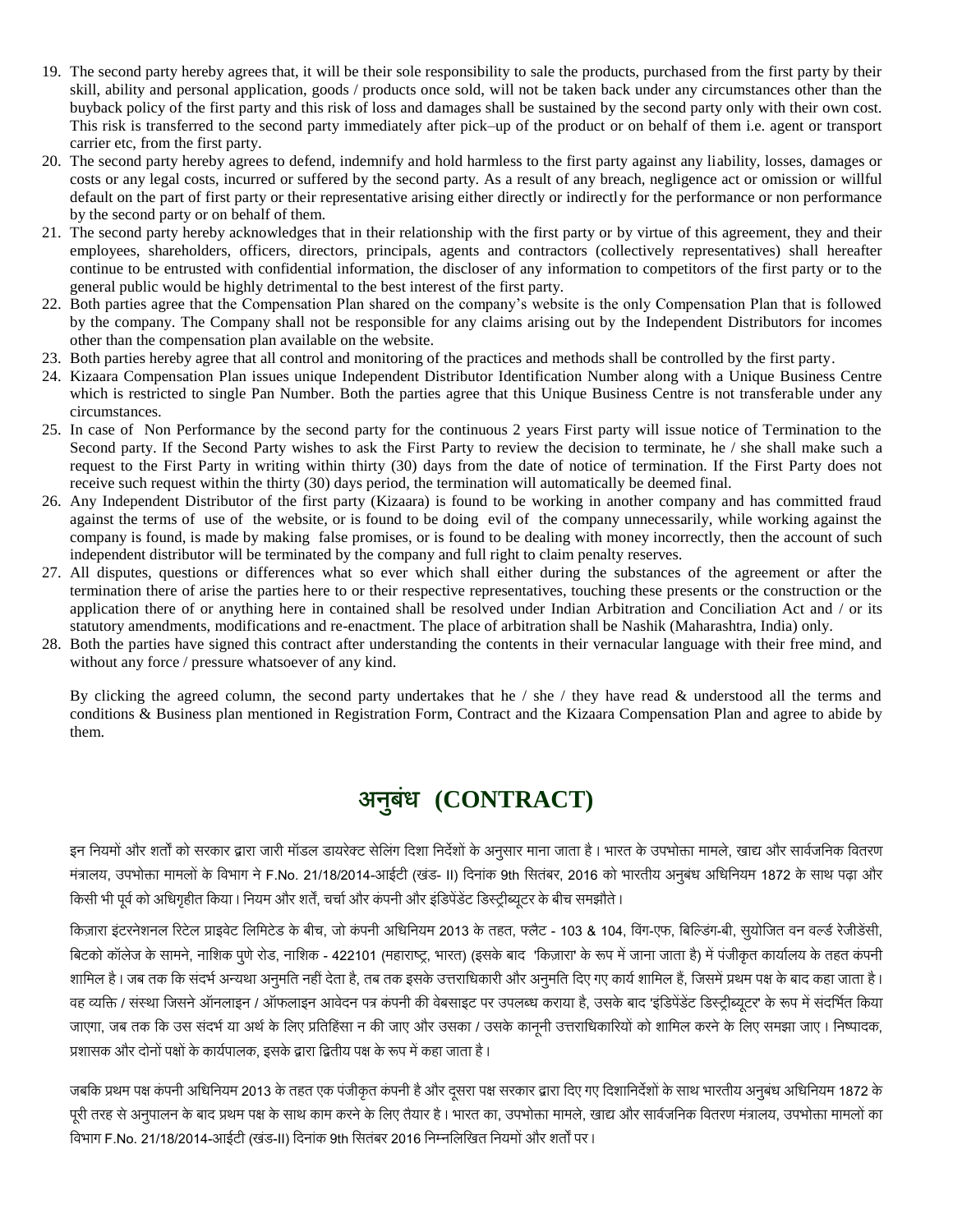19. The second party hereby agrees that, it will be their sole responsibility to sale the products, purchased from the first party by their skill, ability and personal application, goods / products once sold, will not be taken back under any circumstances other than the buyback policy of the first party and this risk of loss and damages shall be sustained by the second party only with their own cost. This risk is transferred to the second party immediately after pick–up of the product or on behalf of them i.e. agent or transport carrier etc, from the first party.
20. The second party hereby agrees to defend, indemnify and hold harmless to the first party against any liability, losses, damages or costs or any legal costs, incurred or suffered by the second party. As a result of any breach, negligence act or omission or willful default on the part of first party or their representative arising either directly or indirectly for the performance or non performance by the second party or on behalf of them.
21. The second party hereby acknowledges that in their relationship with the first party or by virtue of this agreement, they and their employees, shareholders, officers, directors, principals, agents and contractors (collectively representatives) shall hereafter continue to be entrusted with confidential information, the discloser of any information to competitors of the first party or to the general public would be highly detrimental to the best interest of the first party.
22. Both parties agree that the Compensation Plan shared on the company's website is the only Compensation Plan that is followed by the company. The Company shall not be responsible for any claims arising out by the Independent Distributors for incomes other than the compensation plan available on the website.
23. Both parties hereby agree that all control and monitoring of the practices and methods shall be controlled by the first party.
24. Kizaara Compensation Plan issues unique Independent Distributor Identification Number along with a Unique Business Centre which is restricted to single Pan Number. Both the parties agree that this Unique Business Centre is not transferable under any circumstances.
25. In case of Non Performance by the second party for the continuous 2 years First party will issue notice of Termination to the Second party. If the Second Party wishes to ask the First Party to review the decision to terminate, he / she shall make such a request to the First Party in writing within thirty (30) days from the date of notice of termination. If the First Party does not receive such request within the thirty (30) days period, the termination will automatically be deemed final.
26. Any Independent Distributor of the first party (Kizaara) is found to be working in another company and has committed fraud against the terms of use of the website, or is found to be doing evil of the company unnecessarily, while working against the company is found, is made by making false promises, or is found to be dealing with money incorrectly, then the account of such independent distributor will be terminated by the company and full right to claim penalty reserves.
27. All disputes, questions or differences what so ever which shall either during the substances of the agreement or after the termination there of arise the parties here to or their respective representatives, touching these presents or the construction or the application there of or anything here in contained shall be resolved under Indian Arbitration and Conciliation Act and / or its statutory amendments, modifications and re-enactment. The place of arbitration shall be Nashik (Maharashtra, India) only.
28. Both the parties have signed this contract after understanding the contents in their vernacular language with their free mind, and without any force / pressure whatsoever of any kind.

By clicking the agreed column, the second party undertakes that he / she / they have read & understood all the terms and conditions & Business plan mentioned in Registration Form, Contract and the Kizaara Compensation Plan and agree to abide by them.

# अनुबंध (CONTRACT)

इन नियमों और शर्तों को सरकार द्वारा जारी मॉडल डायरेक्ट सेलिंग दिशा निर्देशों के अनुसार माना जाता है। भारत के उपभोक्ता मामले, खाद्य और सार्वजनिक वितरण मंत्रालय, उपभोक्ता मामलों के विभाग ने F.No. 21/18/2014-आईटी (खंड- II) दिनांक 9th सितंबर, 2016 को भारतीय अनुबंध अधिनियम 1872 के साथ पढ़ा और किसी भी पूर्व को अधिगृहीत किया। नियम और शर्तें, चर्चा और कंपनी और इंडिपेंडेंट डिस्ट्रीब्यूटर के बीच समझौते।

किज़ारा इंटरनेशनल रिटेल प्राइवेट लिमिटेड के बीच, जो कंपनी अधिनियम 2013 के तहत, फ्लैट - 103 & 104, विंग-एफ, बिल्डिंग-बी, सुयोजित वन वर्ल्ड रेजीडेंसी, बिटको कॉलेज के सामने, नाशिक पुणे रोड, नाशिक - 422101 (महाराष्ट्र, भारत) (इसके बाद 'किज़ारा' के रूप में जाना जाता है) में पंजीकृत कार्यालय के तहत कंपनी शामिल है। जब तक कि संदर्भ अन्यथा अनुमति नहीं देता है, तब तक इसके उत्तराधिकारी और अनुमति दिए गए कार्य शामिल हैं, जिसमें प्रथम पक्ष के बाद कहा जाता है। वह व्यक्ति / संस्था जिसने ऑनलाइन / ऑफलाइन आवेदन पत्र कंपनी की वेबसाइट पर उपलब्ध कराया है, उसके बाद 'इंडिपेंडेंट डिस्ट्रीब्यूटर' के रूप में संदर्भित किया जाएगा, जब तक कि उस संदर्भ या अर्थ के लिए प्रतिहिंसा न की जाए और उसका / उसके कानूनी उत्तराधिकारियों को शामिल करने के लिए समझा जाए। निष्पादक, प्रशासक और दोनों पक्षों के कार्यपालक, इसके द्वारा द्वितीय पक्ष के रूप में कहा जाता है।

जबकि प्रथम पक्ष कंपनी अधिनियम 2013 के तहत एक पंजीकृत कंपनी है और दूसरा पक्ष सरकार द्वारा दिए गए दिशानिर्देशों के साथ भारतीय अनुबंध अधिनियम 1872 के पूरी तरह से अनुपालन के बाद प्रथम पक्ष के साथ काम करने के लिए तैयार है। भारत का, उपभोक्ता मामले, खाद्य और सार्वजनिक वितरण मंत्रालय, उपभोक्ता मामलों का विभाग F.No. 21/18/2014-आईटी (खंड-II) दिनांक 9th सितंबर 2016 निम्नलिखित नियमों और शर्तों पर।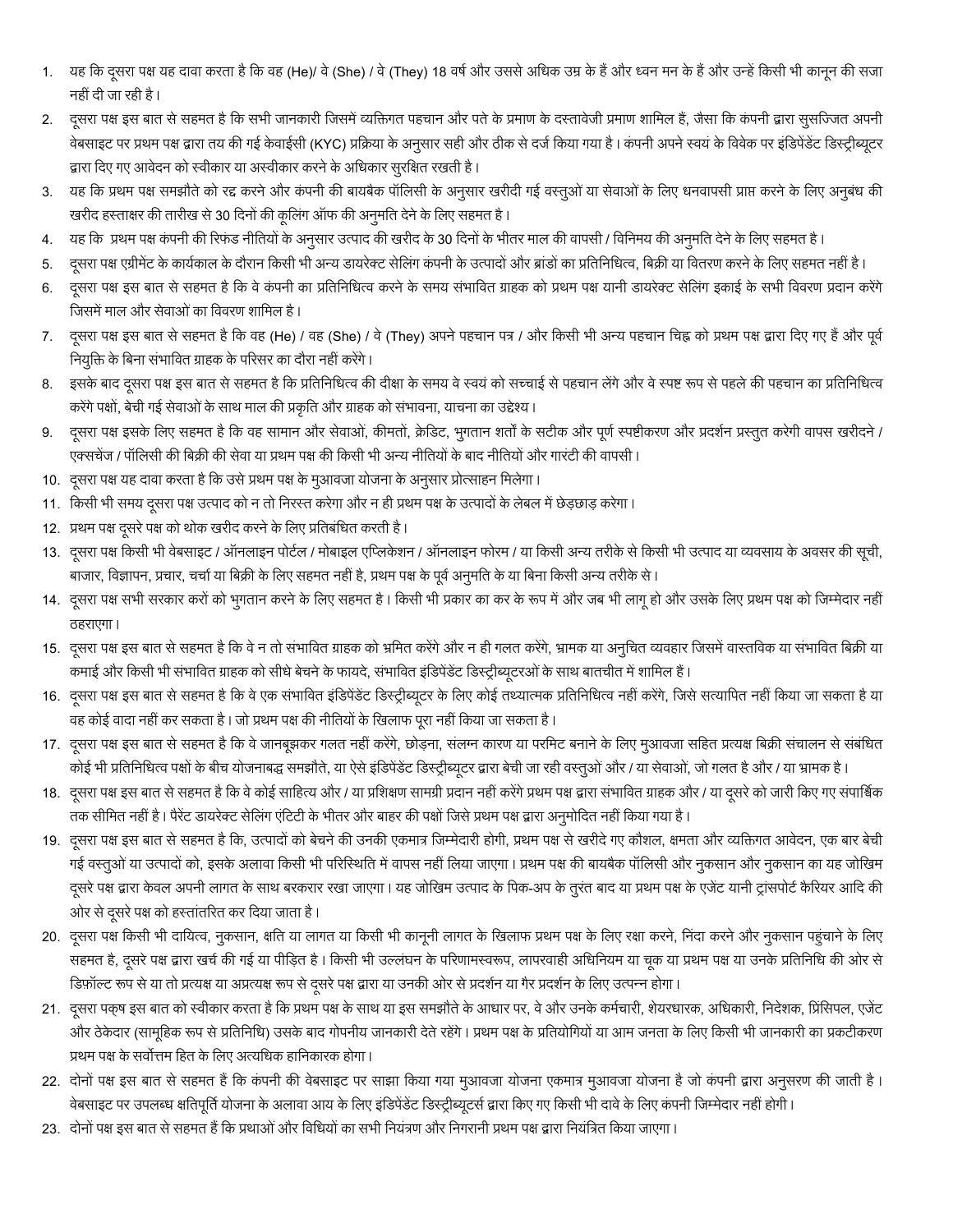1. यह कि दूसरा पक्ष यह दावा करता है कि वह (He)/ वे (She) / वे (They) 18 वर्ष और उससे अधिक उम्र के हैं और ध्वन मन के हैं और उन्हें किसी भी कानून की सजा नहीं दी जा रही है।
2. दूसरा पक्ष इस बात से सहमत है कि सभी जानकारी जिसमें व्यक्तिगत पहचान और पते के प्रमाण के दस्तावेजी प्रमाण शामिल हैं, जैसा कि कंपनी द्वारा सुसज्जित अपनी वेबसाइट पर प्रथम पक्ष द्वारा तय की गई केवाईसी (KYC) प्रक्रिया के अनुसार सही और ठीक से दर्ज किया गया है। कंपनी अपने स्वयं के विवेक पर इंडिपेंडेंट डिस्ट्रीब्यूटर द्वारा दिए गए आवेदन को स्वीकार या अस्वीकार करने के अधिकार सुरक्षित रखती है।
3. यह कि प्रथम पक्ष समझौते को रद्द करने और कंपनी की बायबैक पॉलिसी के अनुसार खरीदी गई वस्तुओं या सेवाओं के लिए धनवापसी प्राप्त करने के लिए अनुबंध की खरीद हस्ताक्षर की तारीख से 30 दिनों की कूलिंग ऑफ की अनुमति देने के लिए सहमत है।
4. यह कि प्रथम पक्ष कंपनी की रिफंड नीतियों के अनुसार उत्पाद की खरीद के 30 दिनों के भीतर माल की वापसी / विनिमय की अनुमति देने के लिए सहमत है।
5. दूसरा पक्ष एग्रीमेंट के कार्यकाल के दौरान किसी भी अन्य डायरेक्ट सेलिंग कंपनी के उत्पादों और ब्रांडों का प्रतिनिधित्व, बिक्री या वितरण करने के लिए सहमत नहीं है।
6. दूसरा पक्ष इस बात से सहमत है कि वे कंपनी का प्रतिनिधित्व करने के समय संभावित ग्राहक को प्रथम पक्ष यानी डायरेक्ट सेलिंग इकाई के सभी विवरण प्रदान करेंगे जिसमें माल और सेवाओं का विवरण शामिल है।
7. दूसरा पक्ष इस बात से सहमत है कि वह (He) / वह (She) / वे (They) अपने पहचान पत्र / और किसी भी अन्य पहचान चिह्न को प्रथम पक्ष द्वारा दिए गए हैं और पूर्व नियुक्ति के बिना संभावित ग्राहक के परिसर का दौरा नहीं करेंगे।
8. इसके बाद दूसरा पक्ष इस बात से सहमत है कि प्रतिनिधित्व की दीक्षा के समय वे स्वयं को सच्चाई से पहचान लेंगे और वे स्पष्ट रूप से पहले की पहचान का प्रतिनिधित्व करेंगे पक्षों, बेची गई सेवाओं के साथ माल की प्रकृति और ग्राहक को संभावना, याचना का उद्देश्य।
9. दूसरा पक्ष इसके लिए सहमत है कि वह सामान और सेवाओं, कीमतों, क्रेडिट, भुगतान शर्तों के सटीक और पूर्ण स्पष्टीकरण और प्रदर्शन प्रस्तुत करेगी वापस खरीदने / एक्सचेंज / पॉलिसी की बिक्री की सेवा या प्रथम पक्ष की किसी भी अन्य नीतियों के बाद नीतियों और गारंटी की वापसी।
10. दूसरा पक्ष यह दावा करता है कि उसे प्रथम पक्ष के मुआवजा योजना के अनुसार प्रोत्साहन मिलेगा।
11. किसी भी समय दूसरा पक्ष उत्पाद को न तो निरस्त करेगा और न ही प्रथम पक्ष के उत्पादों के लेबल में छेड़छाड़ करेगा।
12. प्रथम पक्ष दूसरे पक्ष को थोक खरीद करने के लिए प्रतिबंधित करती है।
13. दूसरा पक्ष किसी भी वेबसाइट / ऑनलाइन पोर्टल / मोबाइल एप्लिकेशन / ऑनलाइन फोरम / या किसी अन्य तरीके से किसी भी उत्पाद या व्यवसाय के अवसर की सूची, बाजार, विज्ञापन, प्रचार, चर्चा या बिक्री के लिए सहमत नहीं है, प्रथम पक्ष के पूर्व अनुमति के या बिना किसी अन्य तरीके से।
14. दूसरा पक्ष सभी सरकार करों को भुगतान करने के लिए सहमत है। किसी भी प्रकार का कर के रूप में और जब भी लागू हो और उसके लिए प्रथम पक्ष को जिम्मेदार नहीं ठहराएगा।
15. दूसरा पक्ष इस बात से सहमत है कि वे न तो संभावित ग्राहक को भ्रमित करेंगे और न ही गलत करेंगे, भ्रामक या अनुचित व्यवहार जिसमें वास्तविक या संभावित बिक्री या कमाई और किसी भी संभावित ग्राहक को सीधे बेचने के फायदे, संभावित इंडिपेंडेंट डिस्ट्रीब्यूटरओं के साथ बातचीत में शामिल हैं।
16. दूसरा पक्ष इस बात से सहमत है कि वे एक संभावित इंडिपेंडेंट डिस्ट्रीब्यूटर के लिए कोई तथ्यात्मक प्रतिनिधित्व नहीं करेंगे, जिसे सत्यापित नहीं किया जा सकता है या वह कोई वादा नहीं कर सकता है। जो प्रथम पक्ष की नीतियों के खिलाफ पूरा नहीं किया जा सकता है।
17. दूसरा पक्ष इस बात से सहमत है कि वे जानबूझकर गलत नहीं करेंगे, छोड़ना, संलग्न कारण या परमिट बनाने के लिए मुआवजा सहित प्रत्यक्ष बिक्री संचालन से संबंधित कोई भी प्रतिनिधित्व पक्षों के बीच योजनाबद्ध समझौते, या ऐसे इंडिपेंडेंट डिस्ट्रीब्यूटर द्वारा बेची जा रही वस्तुओं और / या सेवाओं, जो गलत है और / या भ्रामक है।
18. दूसरा पक्ष इस बात से सहमत है कि वे कोई साहित्य और / या प्रशिक्षण सामग्री प्रदान नहीं करेंगे प्रथम पक्ष द्वारा संभावित ग्राहक और / या दूसरे को जारी किए गए संपार्श्विक तक सीमित नहीं है। पैरेंट डायरेक्ट सेलिंग एंटिटी के भीतर और बाहर की पक्षों जिसे प्रथम पक्ष द्वारा अनुमोदित नहीं किया गया है।
19. दूसरा पक्ष इस बात से सहमत है कि, उत्पादों को बेचने की उनकी एकमात्र जिम्मेदारी होगी, प्रथम पक्ष से खरीदे गए कौशल, क्षमता और व्यक्तिगत आवेदन, एक बार बेची गई वस्तुओं या उत्पादों को, इसके अलावा किसी भी परिस्थिति में वापस नहीं लिया जाएगा। प्रथम पक्ष की बायबैक पॉलिसी और नुकसान और नुकसान का यह जोखिम दूसरे पक्ष द्वारा केवल अपनी लागत के साथ बरकरार रखा जाएगा। यह जोखिम उत्पाद के पिक-अप के तुरंत बाद या प्रथम पक्ष के एजेंट यानी ट्रांसपोर्ट कैरियर आदि की ओर से दूसरे पक्ष को हस्तांतरित कर दिया जाता है।
20. दूसरा पक्ष किसी भी दायित्व, नुकसान, क्षति या लागत या किसी भी कानूनी लागत के खिलाफ प्रथम पक्ष के लिए रक्षा करने, निंदा करने और नुकसान पहुंचाने के लिए सहमत है, दूसरे पक्ष द्वारा खर्च की गई या पीड़ित है। किसी भी उल्लंघन के परिणामस्वरूप, लापरवाही अधिनियम या चूक या प्रथम पक्ष या उनके प्रतिनिधि की ओर से डिफ़ॉल्ट रूप से या तो प्रत्यक्ष या अप्रत्यक्ष रूप से दूसरे पक्ष द्वारा या उनकी ओर से प्रदर्शन या गैर प्रदर्शन के लिए उत्पन्न होगा।
21. दूसरा पक्ष इस बात को स्वीकार करता है कि प्रथम पक्ष के साथ या इस समझौते के आधार पर, वे और उनके कर्मचारी, शेयरधारक, अधिकारी, निदेशक, प्रिंसिपल, एजेंट और ठेकेदार (सामूहिक रूप से प्रतिनिधि) उसके बाद गोपनीय जानकारी देते रहेंगे। प्रथम पक्ष के प्रतियोगियों या आम जनता के लिए किसी भी जानकारी का प्रकटीकरण प्रथम पक्ष के सर्वोत्तम हित के लिए अत्यधिक हानिकारक होगा।
22. दोनों पक्ष इस बात से सहमत हैं कि कंपनी की वेबसाइट पर साझा किया गया मुआवजा योजना एकमात्र मुआवजा योजना है जो कंपनी द्वारा अनुसरण की जाती है। वेबसाइट पर उपलब्ध क्षतिपूर्ति योजना के अलावा आय के लिए इंडिपेंडेंट डिस्ट्रीब्यूटर्स द्वारा किए गए किसी भी दावे के लिए कंपनी जिम्मेदार नहीं होगी।
23. दोनों पक्ष इस बात से सहमत हैं कि प्रथाओं और विधियों का सभी नियंत्रण और निगरानी प्रथम पक्ष द्वारा नियंत्रित किया जाएगा।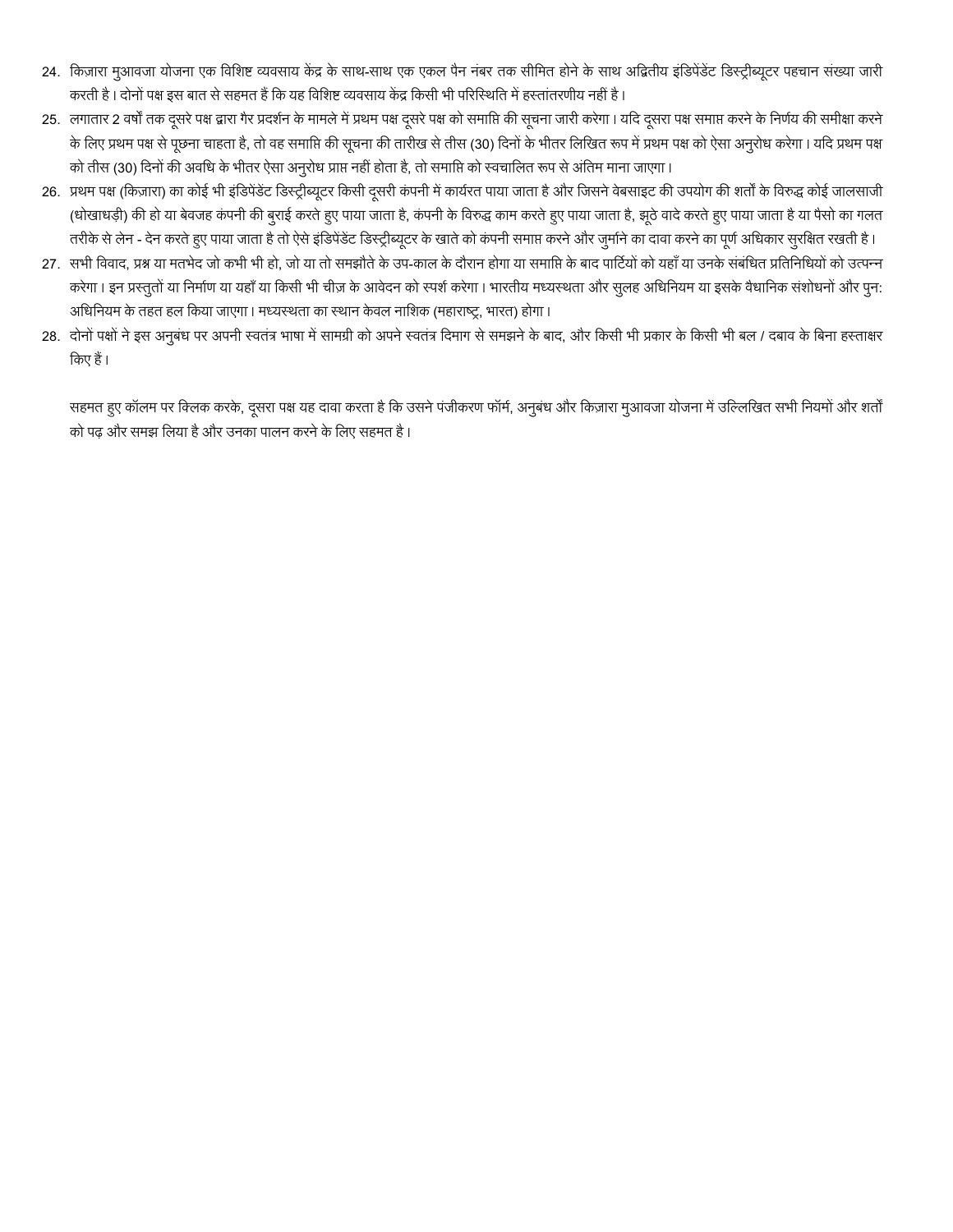24. किज़ारा मुआवजा योजना एक विशिष्ट व्यवसाय केंद्र के साथ-साथ एक एकल पैन नंबर तक सीमित होने के साथ अद्वितीय इंडिपेंडेंट डिस्ट्रीब्यूटर पहचान संख्या जारी करती है। दोनों पक्ष इस बात से सहमत हैं कि यह विशिष्ट व्यवसाय केंद्र किसी भी परिस्थिति में हस्तांतरणीय नहीं है।
25. लगातार 2 वर्षों तक दूसरे पक्ष द्वारा गैर प्रदर्शन के मामले में प्रथम पक्ष दूसरे पक्ष को समाप्ति की सूचना जारी करेगा। यदि दूसरा पक्ष समाप्त करने के निर्णय की समीक्षा करने के लिए प्रथम पक्ष से पूछना चाहता है, तो वह समाप्ति की सूचना की तारीख से तीस (30) दिनों के भीतर लिखित रूप में प्रथम पक्ष को ऐसा अनुरोध करेगा। यदि प्रथम पक्ष को तीस (30) दिनों की अवधि के भीतर ऐसा अनुरोध प्राप्त नहीं होता है, तो समाप्ति को स्वचालित रूप से अंतिम माना जाएगा।
26. प्रथम पक्ष (किज़ारा) का कोई भी इंडिपेंडेंट डिस्ट्रीब्यूटर किसी दूसरी कंपनी में कार्यरत पाया जाता है और जिसने वेबसाइट की उपयोग की शर्तों के विरुद्ध कोई जालसाजी (धोखाधड़ी) की हो या बेवजह कंपनी की बुराई करते हुए पाया जाता है, कंपनी के विरुद्ध काम करते हुए पाया जाता है, झूठे वादे करते हुए पाया जाता है या पैसो का गलत तरीके से लेन - देन करते हुए पाया जाता है तो ऐसे इंडिपेंडेंट डिस्ट्रीब्यूटर के खाते को कंपनी समाप्त करने और जुर्माने का दावा करने का पूर्ण अधिकार सुरक्षित रखती है।
27. सभी विवाद, प्रश्न या मतभेद जो कभी भी हो, जो या तो समझौते के उप-काल के दौरान होगा या समाप्ति के बाद पार्टियों को यहाँ या उनके संबंधित प्रतिनिधियों को उत्पन्न करेगा। इन प्रस्तुतों या निर्माण या यहाँ या किसी भी चीज के आवेदन को स्पर्श करेगा। भारतीय मध्यस्थता और सुलह अधिनियम या इसके वैधानिक संशोधनों और पुन: अधिनियम के तहत हल किया जाएगा। मध्यस्थता का स्थान केवल नाशिक (महाराष्ट्र, भारत) होगा।
28. दोनों पक्षों ने इस अनुबंध पर अपनी स्वतंत्र भाषा में सामग्री को अपने स्वतंत्र दिमाग से समझने के बाद, और किसी भी प्रकार के किसी भी बल / दबाव के बिना हस्ताक्षर किए हैं।

सहमत हुए कॉलम पर क्लिक करके, दूसरा पक्ष यह दावा करता है कि उसने पंजीकरण फॉर्म, अनुबंध और किज़ारा मुआवजा योजना में उल्लिखित सभी नियमों और शर्तों को पढ़ और समझ लिया है और उनका पालन करने के लिए सहमत है।